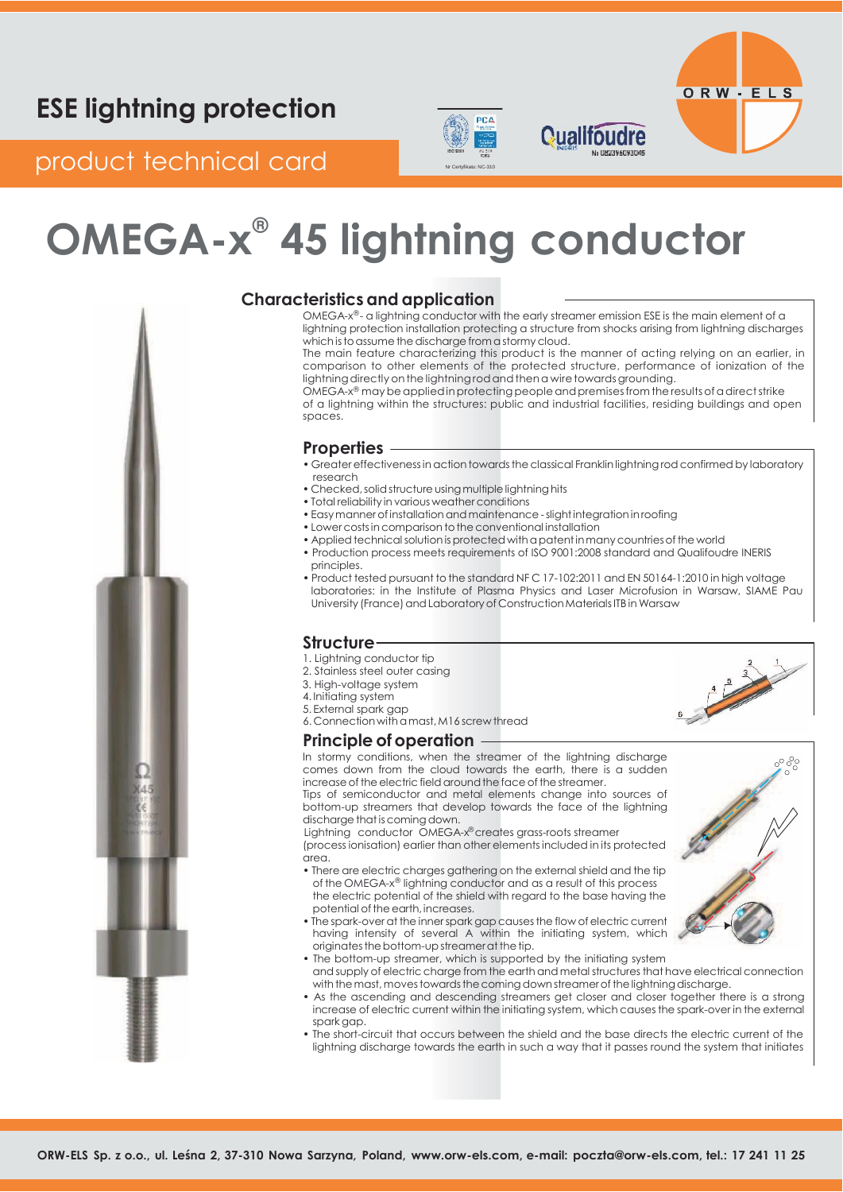# ESE lightning protection

product technical card

# OMEGA-x® 45 lightning conductor

## Characteristics and application

OMEGA-x® - a lightning conductor with the early streamer emission ESE is the main element of a lightning protection installation protecting a structure from shocks arising from lightning discharges which is to assume the discharge from a stormy cloud.

The main feature characterizing this product is the manner of acting relying on an earlier, in comparison to other elements of the protected structure, performance of ionization of the lightning directly on the lightning rod and then a wire towards grounding.

OMEGA-x® may be applied in protecting people and premises from the results of a direct strike of a lightning within the structures: public and industrial facilities, residing buildings and open spaces.

## Properties

- Greater effectiveness in action towards the classical Franklin lightning rod confirmed by laboratory research
- Checked, solid structure using multiple lightning hits
- Total reliability in various weather conditions
- Easy manner of installation and maintenance - slight integration in roofing
- Lower costs in comparison to the conventional installation
- Applied technical solution is protected with a patent in many countries of the world
- Production process meets requirements of ISO 9001:2008 standard and Qualifoudre INERIS principles.
- Product tested pursuant to the standard NF C 17-102:2011 and EN 50164-1:2010 in high voltage laboratories: in the Institute of Plasma Physics and Laser Microfusion in Warsaw, SIAME Pau University (France) and Laboratory of Construction Materials ITB in Warsaw

## Structure

1. Lightning conductor tip
2. Stainless steel outer casing
3. High-voltage system
4. Initiating system
5. External spark gap
6. Connection with a mast, M16 screw thread

## Principle of operation

In stormy conditions, when the streamer of the lightning discharge comes down from the cloud towards the earth, there is a sudden increase of the electric field around the face of the streamer.

Tips of semiconductor and metal elements change into sources of bottom-up streamers that develop towards the face of the lightning discharge that is coming down.

Lightning conductor OMEGA-x® creates grass-roots streamer (process ionisation) earlier than other elements included in its protected area.

- There are electric charges gathering on the external shield and the tip of the OMEGA-x® lightning conductor and as a result of this process the electric potential of the shield with regard to the base having the potential of the earth, increases.
- The spark-over at the inner spark gap causes the flow of electric current having intensity of several A within the initiating system, which originates the bottom-up streamer at the tip.
- The bottom-up streamer, which is supported by the initiating system and supply of electric charge from the earth and metal structures that have electrical connection with the mast, moves towards the coming down streamer of the lightning discharge.
- As the ascending and descending streamers get closer and closer together there is a strong increase of electric current within the initiating system, which causes the spark-over in the external spark gap.
- The short-circuit that occurs between the shield and the base directs the electric current of the lightning discharge towards the earth in such a way that it passes round the system that initiates

ORW-ELS Sp. z o.o., ul. Leśna 2, 37-310 Nowa Sarzyna, Poland, www.orw-els.com, e-mail: poczta@orw-els.com, tel.: 17 241 11 25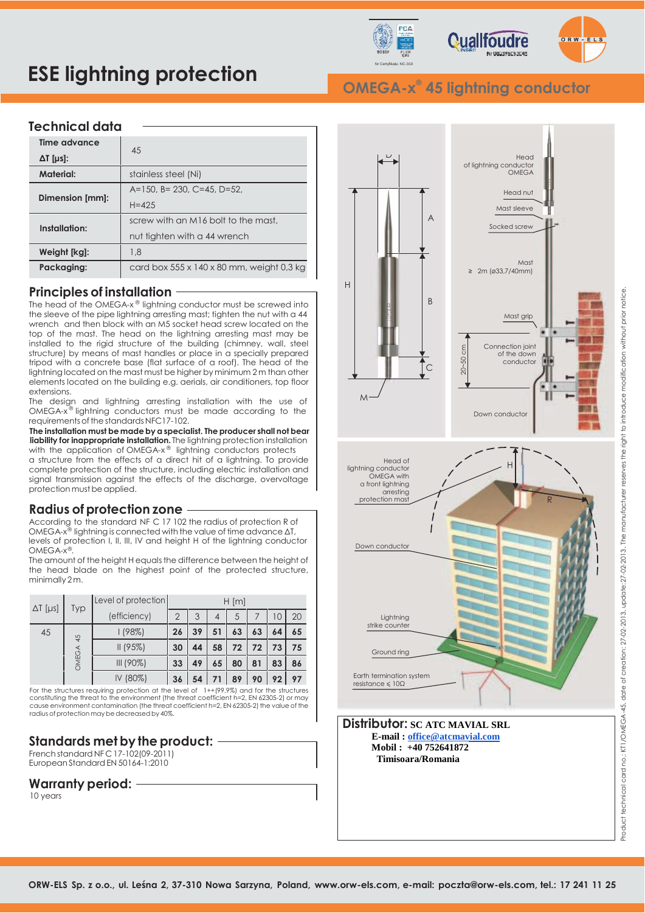# ESE lightning protection

## OMEGA-x® 45 lightning conductor

## Technical data

| | |
|---|---|
| **Time advance ΔT [µs]:** | 45 |
| **Material:** | stainless steel (Ni) |
| **Dimension [mm]:** | A=150, B= 230, C=45, D=52, H=425 |
| **Installation:** | screw with an M16 bolt to the mast, nut tighten with a 44 wrench |
| **Weight [kg]:** | 1,8 |
| **Packaging:** | card box 555 x 140 x 80 mm, weight 0,3 kg |

## Principles of installation

The head of the OMEGA-x® lightning conductor must be screwed into the sleeve of the pipe lightning arresting mast; tighten the nut with a 44 wrench and then block with an M5 socket head screw located on the top of the mast. The head on the lightning arresting mast may be installed to the rigid structure of the building (chimney, wall, steel structure) by means of mast handles or place in a specially prepared tripod with a concrete base (flat surface of a roof). The head of the lightning located on the mast must be higher by minimum 2 m than other elements located on the building e.g. aerials, air conditioners, top floor extensions.

The design and lightning arresting installation with the use of OMEGA-x® lightning conductors must be made according to the requirements of the standards NFC17-102.

**The installation must be made by a specialist. The producer shall not bear liability for inappropriate installation.** The lightning protection installation with the application of OMEGA-x® lightning conductors protects a structure from the effects of a direct hit of a lightning. To provide complete protection of the structure, including electric installation and signal transmission against the effects of the discharge, overvoltage protection must be applied.

## Radius of protection zone

According to the standard NF C 17 102 the radius of protection R of OMEGA-x® lightning is connected with the value of time advance ΔT, levels of protection I, II, III, IV and height H of the lightning conductor OMEGA-x®.

The amount of the height H equals the difference between the height of the head blade on the highest point of the protected structure, minimally 2 m.

| ΔT [µs] | Typ | Level of protection (efficiency) | H [m] 2 | 3 | 4 | 5 | 7 | 10 | 20 |
|---|---|---|---|---|---|---|---|---|---|
| 45 | OMEGA 45 | I (98%) | **26** | **39** | **51** | **63** | **63** | **64** | **65** |
| | | II (95%) | **30** | **44** | **58** | **72** | **72** | **73** | **75** |
| | | III (90%) | **33** | **49** | **65** | **80** | **81** | **83** | **86** |
| | | IV (80%) | **36** | **54** | **71** | **89** | **90** | **92** | **97** |

For the structures requiring protection at the level of 1++(99,9%) and for the structures constituting the threat to the environment (the threat coefficient h=2, EN 62305-2) or may cause environment contamination (the threat coefficient h=2, EN 62305-2) the value of the radius of protection may be decreased by 40%.

## Standards met by the product:

French standard NF C 17-102(09-2011)
European Standard EN 50164-1:2010

## Warranty period:

10 years

D
A
B
C
H
M
Head of lightning conductor OMEGA
Head nut
Mast sleeve
Socked screw
Mast ≥ 2m (ø33,7/40mm)
Mast grip
20-50 cm
Connection joint of the down conductor
Down conductor

Head of lightning conductor OMEGA with a front lightning arresting protection mast
H
R
Down conductor
Lightning strike counter
Ground ring
Earth termination system resistance ≤ 10Ω

**Distributor: SC ATC MAVIAL SRL**
**E-mail : office@atcmavial.com**
**Mobil : +40 752641872**
**Timisoara/Romania**

Product technical card no.: KT/OMEGA-45, date of creation: 27-02-2013, update:27-02-2013. The manufacturer reserves the right to introduce modification without prior notice.

**ORW-ELS Sp. z o.o., ul. Leśna 2, 37-310 Nowa Sarzyna, Poland, www.orw-els.com, e-mail: poczta@orw-els.com, tel.: 17 241 11 25**